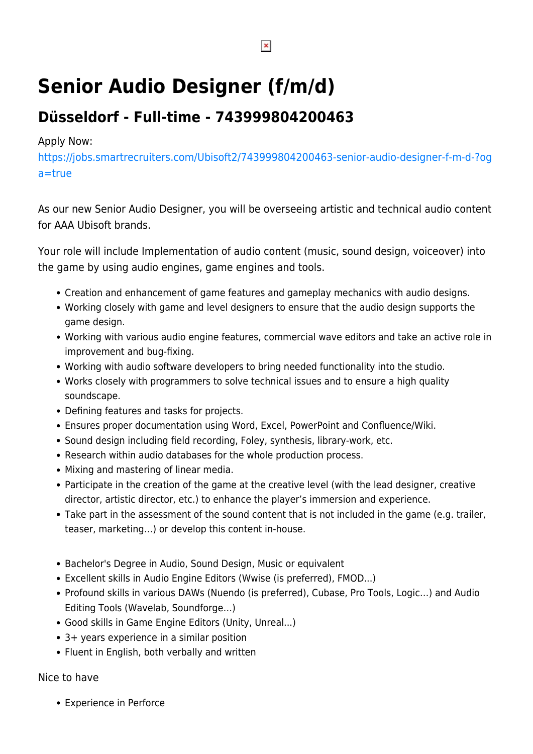# Senior Audio Designer (f/m/d)

## Düsseldorf - Full-time - 743999804200463

Apply Now:
https://jobs.smartrecruiters.com/Ubisoft2/743999804200463-senior-audio-designer-f-m-d-?oga=true

As our new Senior Audio Designer, you will be overseeing artistic and technical audio content for AAA Ubisoft brands.

Your role will include Implementation of audio content (music, sound design, voiceover) into the game by using audio engines, game engines and tools.

- Creation and enhancement of game features and gameplay mechanics with audio designs.
- Working closely with game and level designers to ensure that the audio design supports the game design.
- Working with various audio engine features, commercial wave editors and take an active role in improvement and bug-fixing.
- Working with audio software developers to bring needed functionality into the studio.
- Works closely with programmers to solve technical issues and to ensure a high quality soundscape.
- Defining features and tasks for projects.
- Ensures proper documentation using Word, Excel, PowerPoint and Confluence/Wiki.
- Sound design including field recording, Foley, synthesis, library-work, etc.
- Research within audio databases for the whole production process.
- Mixing and mastering of linear media.
- Participate in the creation of the game at the creative level (with the lead designer, creative director, artistic director, etc.) to enhance the player's immersion and experience.
- Take part in the assessment of the sound content that is not included in the game (e.g. trailer, teaser, marketing...) or develop this content in-house.

- Bachelor's Degree in Audio, Sound Design, Music or equivalent
- Excellent skills in Audio Engine Editors (Wwise (is preferred), FMOD...)
- Profound skills in various DAWs (Nuendo (is preferred), Cubase, Pro Tools, Logic...) and Audio Editing Tools (Wavelab, Soundforge...)
- Good skills in Game Engine Editors (Unity, Unreal...)
- 3+ years experience in a similar position
- Fluent in English, both verbally and written

Nice to have

- Experience in Perforce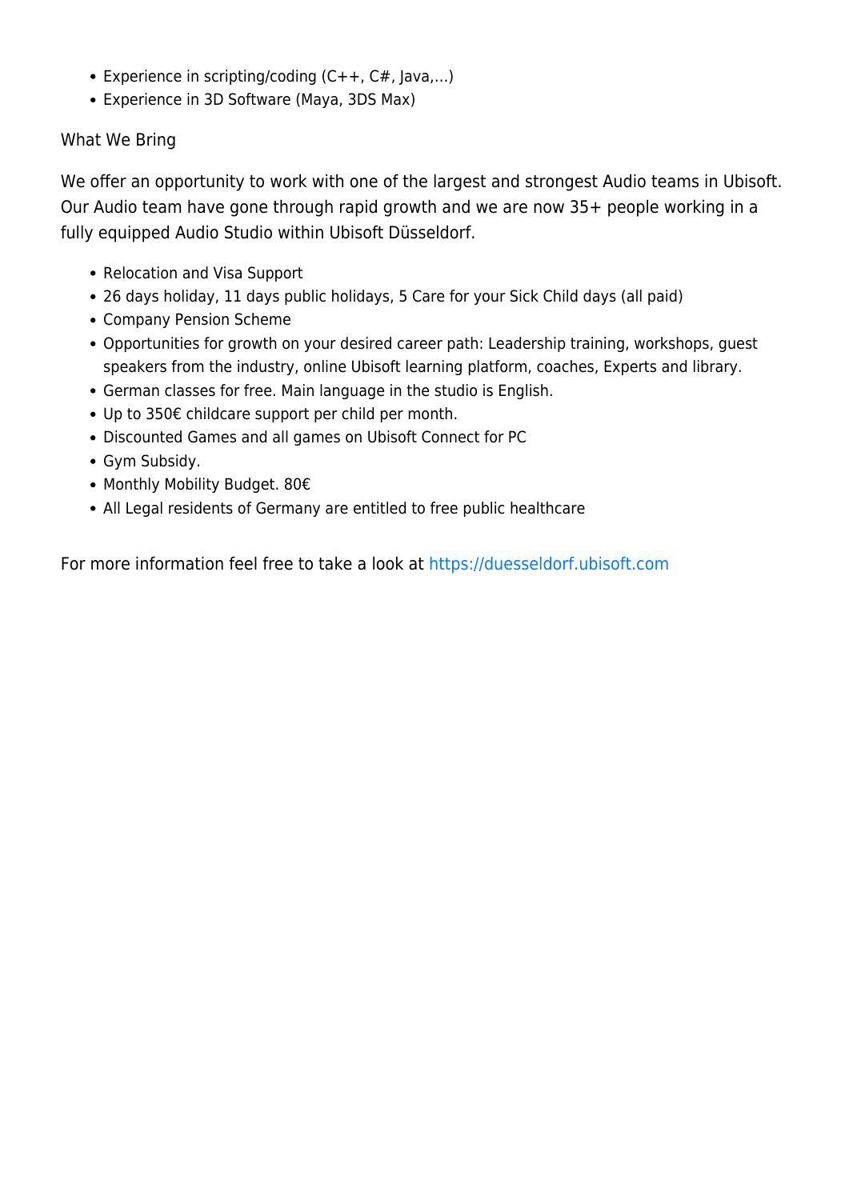- Experience in scripting/coding (C++, C#, Java,...)
- Experience in 3D Software (Maya, 3DS Max)

What We Bring

We offer an opportunity to work with one of the largest and strongest Audio teams in Ubisoft. Our Audio team have gone through rapid growth and we are now 35+ people working in a fully equipped Audio Studio within Ubisoft Düsseldorf.

- Relocation and Visa Support
- 26 days holiday, 11 days public holidays, 5 Care for your Sick Child days (all paid)
- Company Pension Scheme
- Opportunities for growth on your desired career path: Leadership training, workshops, guest speakers from the industry, online Ubisoft learning platform, coaches, Experts and library.
- German classes for free. Main language in the studio is English.
- Up to 350€ childcare support per child per month.
- Discounted Games and all games on Ubisoft Connect for PC
- Gym Subsidy.
- Monthly Mobility Budget. 80€
- All Legal residents of Germany are entitled to free public healthcare

For more information feel free to take a look at https://duesseldorf.ubisoft.com